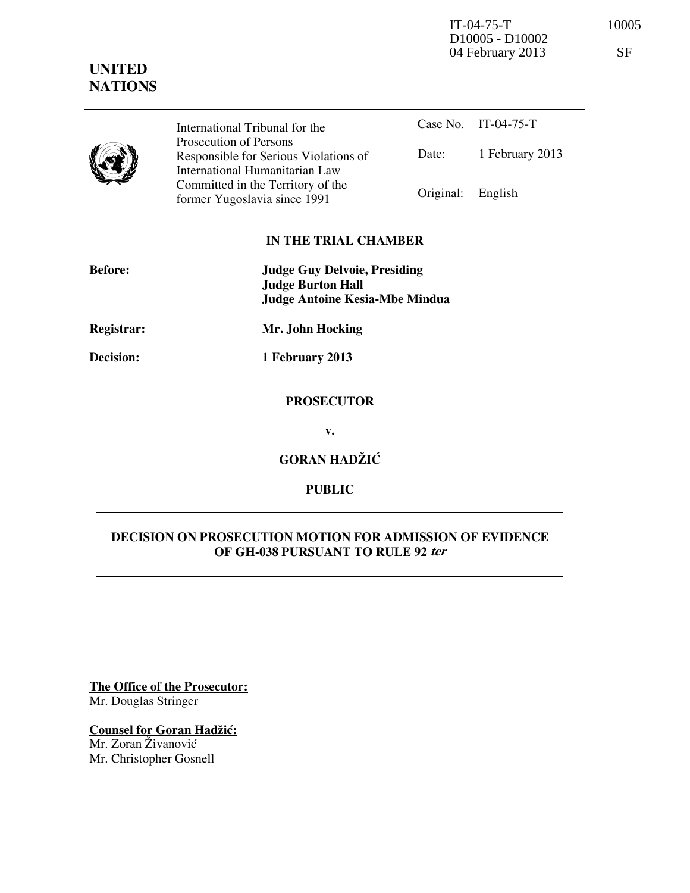IT-04-75-T
D10005 - D10002
04 February 2013

10005

SF

**UNITED NATIONS**

| International Tribunal for the Prosecution of Persons Responsible for Serious Violations of International Humanitarian Law Committed in the Territory of the former Yugoslavia since 1991 | Case No. | IT-04-75-T |
|---|---|---|
| | Date: | 1 February 2013 |
| | Original: | English |

**IN THE TRIAL CHAMBER**

| | |
|---|---|
| **Before:** | **Judge Guy Delvoie, Presiding** |
| | **Judge Burton Hall** |
| | **Judge Antoine Kesia-Mbe Mindua** |
| **Registrar:** | **Mr. John Hocking** |
| **Decision:** | **1 February 2013** |

**PROSECUTOR**

**v.**

**GORAN HADŽIĆ**

**PUBLIC**

**DECISION ON PROSECUTION MOTION FOR ADMISSION OF EVIDENCE OF GH-038 PURSUANT TO RULE 92 *ter***

**The Office of the Prosecutor:**
Mr. Douglas Stringer

**Counsel for Goran Hadžić:**
Mr. Zoran Živanović
Mr. Christopher Gosnell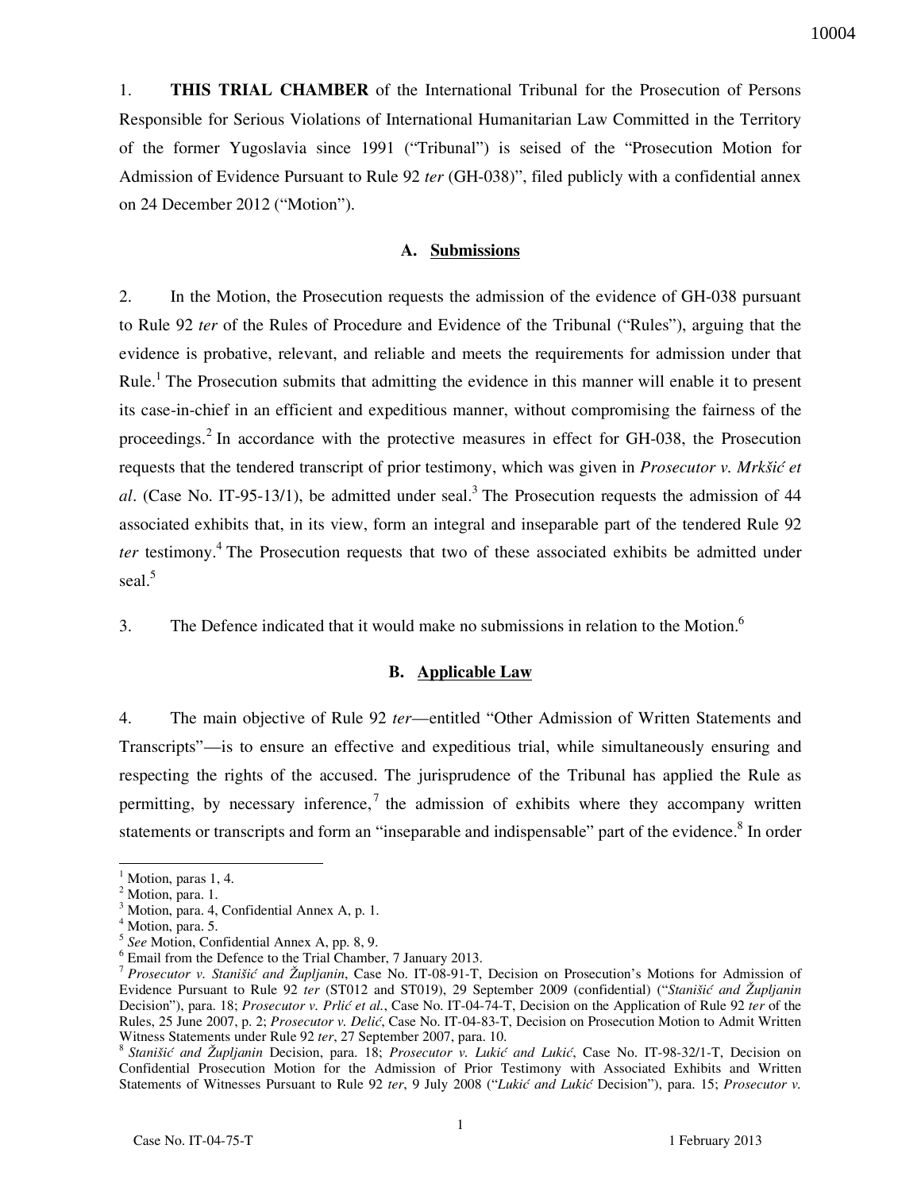1. **THIS TRIAL CHAMBER** of the International Tribunal for the Prosecution of Persons Responsible for Serious Violations of International Humanitarian Law Committed in the Territory of the former Yugoslavia since 1991 ("Tribunal") is seised of the "Prosecution Motion for Admission of Evidence Pursuant to Rule 92 *ter* (GH-038)", filed publicly with a confidential annex on 24 December 2012 ("Motion").

## A. Submissions

2. In the Motion, the Prosecution requests the admission of the evidence of GH-038 pursuant to Rule 92 *ter* of the Rules of Procedure and Evidence of the Tribunal ("Rules"), arguing that the evidence is probative, relevant, and reliable and meets the requirements for admission under that Rule.[1] The Prosecution submits that admitting the evidence in this manner will enable it to present its case-in-chief in an efficient and expeditious manner, without compromising the fairness of the proceedings.[2] In accordance with the protective measures in effect for GH-038, the Prosecution requests that the tendered transcript of prior testimony, which was given in *Prosecutor v. Mrkšić et al*. (Case No. IT-95-13/1), be admitted under seal.[3] The Prosecution requests the admission of 44 associated exhibits that, in its view, form an integral and inseparable part of the tendered Rule 92 *ter* testimony.[4] The Prosecution requests that two of these associated exhibits be admitted under seal.[5]

3. The Defence indicated that it would make no submissions in relation to the Motion.[6]

## B. Applicable Law

4. The main objective of Rule 92 *ter*—entitled "Other Admission of Written Statements and Transcripts"—is to ensure an effective and expeditious trial, while simultaneously ensuring and respecting the rights of the accused. The jurisprudence of the Tribunal has applied the Rule as permitting, by necessary inference,[7] the admission of exhibits where they accompany written statements or transcripts and form an "inseparable and indispensable" part of the evidence.[8] In order

---

[1] Motion, paras 1, 4.

[2] Motion, para. 1.

[3] Motion, para. 4, Confidential Annex A, p. 1.

[4] Motion, para. 5.

[5] *See* Motion, Confidential Annex A, pp. 8, 9.

[6] Email from the Defence to the Trial Chamber, 7 January 2013.

[7] *Prosecutor v. Stanišić and Župljanin*, Case No. IT-08-91-T, Decision on Prosecution's Motions for Admission of Evidence Pursuant to Rule 92 *ter* (ST012 and ST019), 29 September 2009 (confidential) ("*Stanišić and Župljanin* Decision"), para. 18; *Prosecutor v. Prlić et al.*, Case No. IT-04-74-T, Decision on the Application of Rule 92 *ter* of the Rules, 25 June 2007, p. 2; *Prosecutor v. Delić*, Case No. IT-04-83-T, Decision on Prosecution Motion to Admit Written Witness Statements under Rule 92 *ter*, 27 September 2007, para. 10.

[8] *Stanišić and Župljanin* Decision, para. 18; *Prosecutor v. Lukić and Lukić*, Case No. IT-98-32/1-T, Decision on Confidential Prosecution Motion for the Admission of Prior Testimony with Associated Exhibits and Written Statements of Witnesses Pursuant to Rule 92 *ter*, 9 July 2008 ("*Lukić and Lukić* Decision"), para. 15; *Prosecutor v.*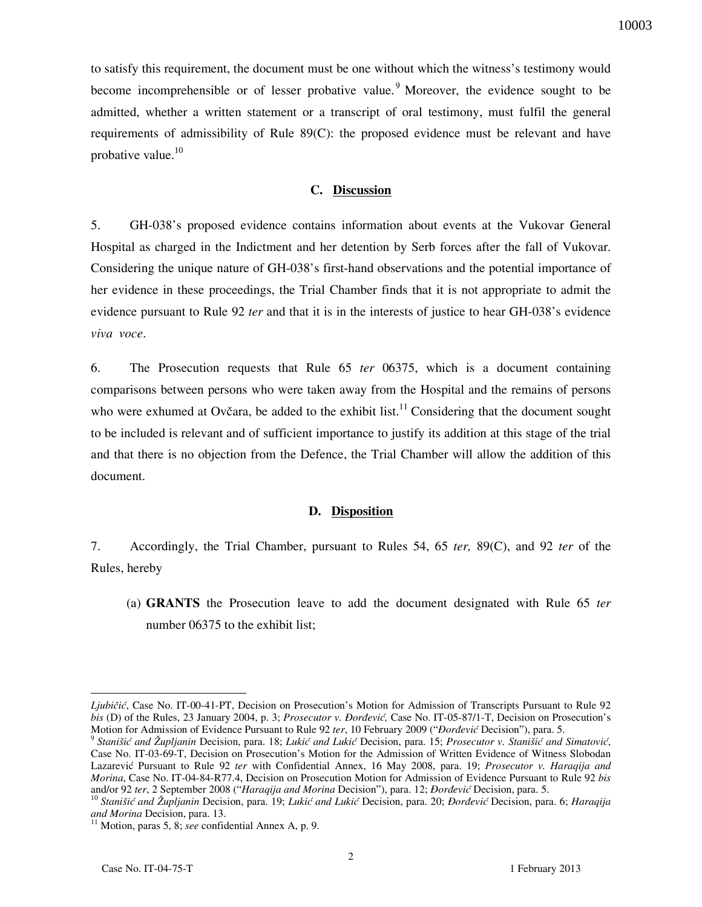to satisfy this requirement, the document must be one without which the witness's testimony would become incomprehensible or of lesser probative value.[9] Moreover, the evidence sought to be admitted, whether a written statement or a transcript of oral testimony, must fulfil the general requirements of admissibility of Rule 89(C): the proposed evidence must be relevant and have probative value.[10]

### C. Discussion

5. GH-038's proposed evidence contains information about events at the Vukovar General Hospital as charged in the Indictment and her detention by Serb forces after the fall of Vukovar. Considering the unique nature of GH-038's first-hand observations and the potential importance of her evidence in these proceedings, the Trial Chamber finds that it is not appropriate to admit the evidence pursuant to Rule 92 *ter* and that it is in the interests of justice to hear GH-038's evidence *viva voce*.

6. The Prosecution requests that Rule 65 *ter* 06375, which is a document containing comparisons between persons who were taken away from the Hospital and the remains of persons who were exhumed at Ovčara, be added to the exhibit list.[11] Considering that the document sought to be included is relevant and of sufficient importance to justify its addition at this stage of the trial and that there is no objection from the Defence, the Trial Chamber will allow the addition of this document.

### D. Disposition

7. Accordingly, the Trial Chamber, pursuant to Rules 54, 65 *ter,* 89(C), and 92 *ter* of the Rules, hereby

(a) **GRANTS** the Prosecution leave to add the document designated with Rule 65 *ter* number 06375 to the exhibit list;

---

*Ljubičić*, Case No. IT-00-41-PT, Decision on Prosecution's Motion for Admission of Transcripts Pursuant to Rule 92 *bis* (D) of the Rules, 23 January 2004, p. 3; *Prosecutor v. Đorđević,* Case No. IT-05-87/1-T, Decision on Prosecution's Motion for Admission of Evidence Pursuant to Rule 92 *ter*, 10 February 2009 ("*Đorđević* Decision"), para. 5.

[9] *Stanišić and Župljanin* Decision, para. 18; *Lukić and Lukić* Decision, para. 15; *Prosecutor v. Stanišić and Simatović*, Case No. IT-03-69-T, Decision on Prosecution's Motion for the Admission of Written Evidence of Witness Slobodan Lazarević Pursuant to Rule 92 *ter* with Confidential Annex, 16 May 2008, para. 19; *Prosecutor v. Haraqija and Morina*, Case No. IT-04-84-R77.4, Decision on Prosecution Motion for Admission of Evidence Pursuant to Rule 92 *bis* and/or 92 *ter*, 2 September 2008 ("*Haraqija and Morina* Decision"), para. 12; *Đorđević* Decision, para. 5.

[10] *Stanišić and Župljanin* Decision, para. 19; *Lukić and Lukić* Decision, para. 20; *Đorđević* Decision, para. 6; *Haraqija and Morina* Decision, para. 13.

[11] Motion, paras 5, 8; *see* confidential Annex A, p. 9.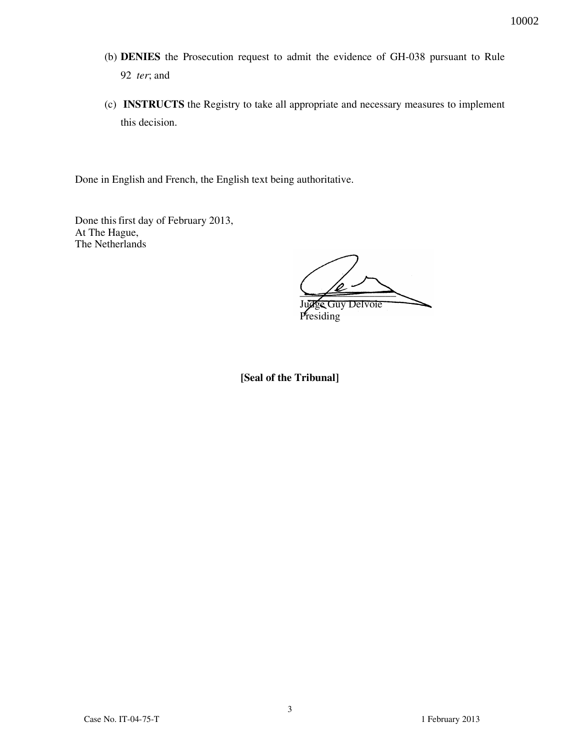(b) **DENIES** the Prosecution request to admit the evidence of GH-038 pursuant to Rule 92 *ter*; and

(c) **INSTRUCTS** the Registry to take all appropriate and necessary measures to implement this decision.

Done in English and French, the English text being authoritative.

Done this first day of February 2013,
At The Hague,
The Netherlands

Judge Guy Delvoie
Presiding

**[Seal of the Tribunal]**